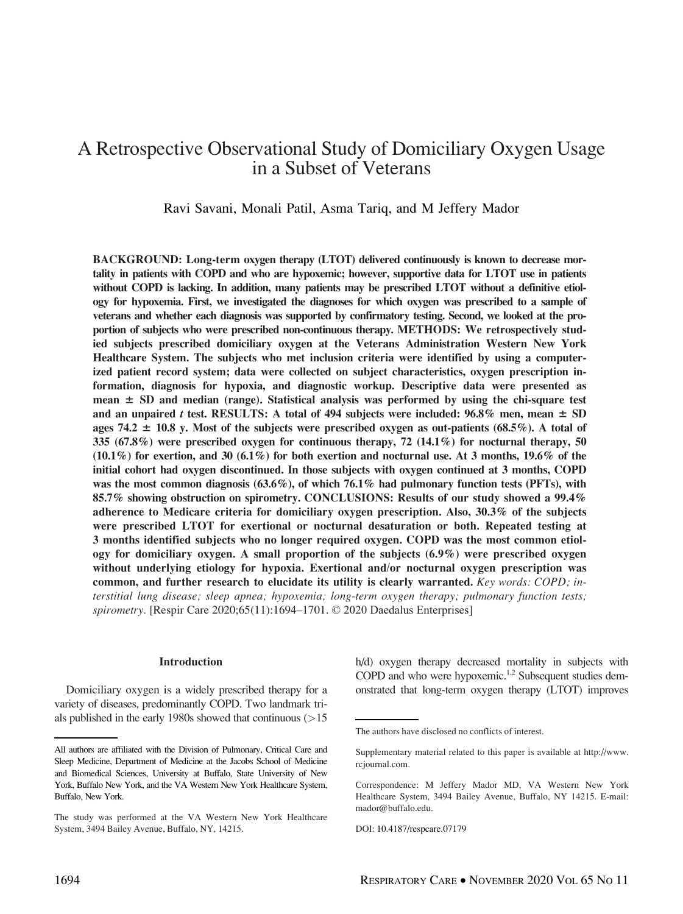# A Retrospective Observational Study of Domiciliary Oxygen Usage in a Subset of Veterans

Ravi Savani, Monali Patil, Asma Tariq, and M Jeffery Mador

**BACKGROUND: Long-term oxygen therapy (LTOT) delivered continuously is known to decrease mortality in patients with COPD and who are hypoxemic; however, supportive data for LTOT use in patients without COPD is lacking. In addition, many patients may be prescribed LTOT without a definitive etiology for hypoxemia. First, we investigated the diagnoses for which oxygen was prescribed to a sample of veterans and whether each diagnosis was supported by confirmatory testing. Second, we looked at the proportion of subjects who were prescribed non-continuous therapy. METHODS: We retrospectively studied subjects prescribed domiciliary oxygen at the Veterans Administration Western New York Healthcare System. The subjects who met inclusion criteria were identified by using a computerized patient record system; data were collected on subject characteristics, oxygen prescription information, diagnosis for hypoxia, and diagnostic workup. Descriptive data were presented as mean ± SD and median (range). Statistical analysis was performed by using the chi-square test and an unpaired *t* test. RESULTS: A total of 494 subjects were included: 96.8% men, mean ± SD ages 74.2 ± 10.8 y. Most of the subjects were prescribed oxygen as out-patients (68.5%). A total of 335 (67.8%) were prescribed oxygen for continuous therapy, 72 (14.1%) for nocturnal therapy, 50 (10.1%) for exertion, and 30 (6.1%) for both exertion and nocturnal use. At 3 months, 19.6% of the initial cohort had oxygen discontinued. In those subjects with oxygen continued at 3 months, COPD was the most common diagnosis (63.6%), of which 76.1% had pulmonary function tests (PFTs), with 85.7% showing obstruction on spirometry. CONCLUSIONS: Results of our study showed a 99.4% adherence to Medicare criteria for domiciliary oxygen prescription. Also, 30.3% of the subjects were prescribed LTOT for exertional or nocturnal desaturation or both. Repeated testing at 3 months identified subjects who no longer required oxygen. COPD was the most common etiology for domiciliary oxygen. A small proportion of the subjects (6.9%) were prescribed oxygen without underlying etiology for hypoxia. Exertional and/or nocturnal oxygen prescription was common, and further research to elucidate its utility is clearly warranted.** *Key words: COPD; interstitial lung disease; sleep apnea; hypoxemia; long-term oxygen therapy; pulmonary function tests; spirometry*. [Respir Care 2020;65(11):1694–1701. © 2020 Daedalus Enterprises]

## Introduction

Domiciliary oxygen is a widely prescribed therapy for a variety of diseases, predominantly COPD. Two landmark trials published in the early 1980s showed that continuous (>15 h/d) oxygen therapy decreased mortality in subjects with COPD and who were hypoxemic.[1,2] Subsequent studies demonstrated that long-term oxygen therapy (LTOT) improves

---

All authors are affiliated with the Division of Pulmonary, Critical Care and Sleep Medicine, Department of Medicine at the Jacobs School of Medicine and Biomedical Sciences, University at Buffalo, State University of New York, Buffalo New York, and the VA Western New York Healthcare System, Buffalo, New York.

The study was performed at the VA Western New York Healthcare System, 3494 Bailey Avenue, Buffalo, NY, 14215.

The authors have disclosed no conflicts of interest.

Supplementary material related to this paper is available at http://www.rcjournal.com.

Correspondence: M Jeffery Mador MD, VA Western New York Healthcare System, 3494 Bailey Avenue, Buffalo, NY 14215. E-mail: mador@buffalo.edu.

DOI: 10.4187/respcare.07179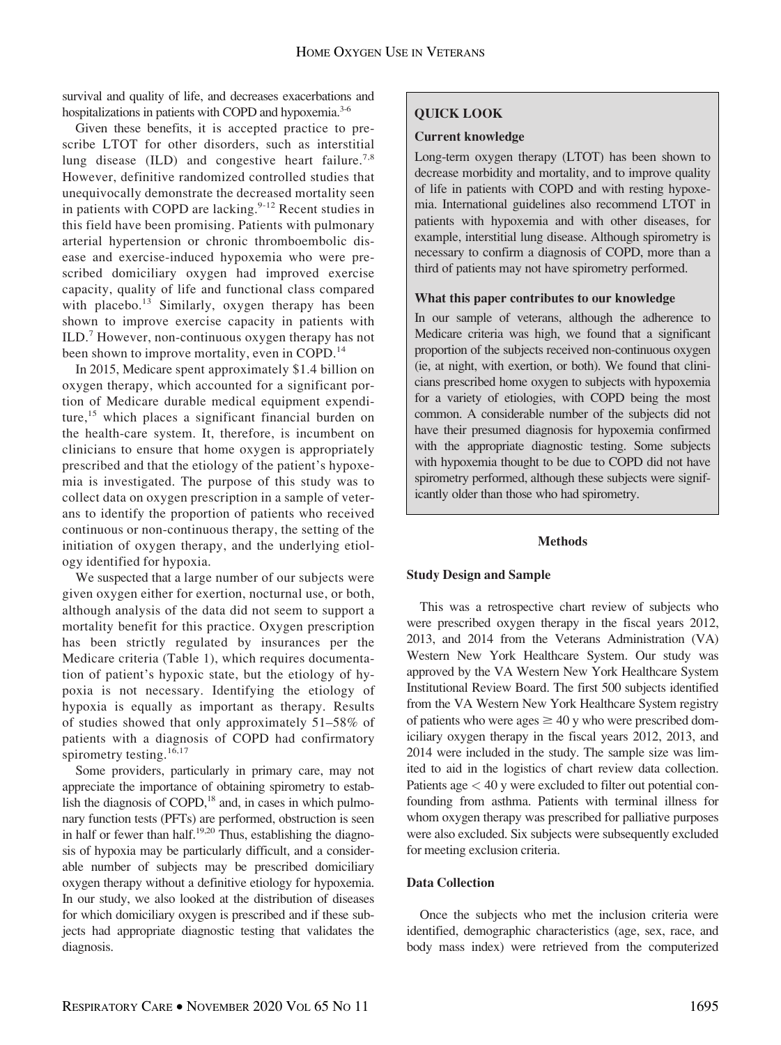survival and quality of life, and decreases exacerbations and hospitalizations in patients with COPD and hypoxemia.[3-6]

Given these benefits, it is accepted practice to prescribe LTOT for other disorders, such as interstitial lung disease (ILD) and congestive heart failure.[7,8] However, definitive randomized controlled studies that unequivocally demonstrate the decreased mortality seen in patients with COPD are lacking.[9-12] Recent studies in this field have been promising. Patients with pulmonary arterial hypertension or chronic thromboembolic disease and exercise-induced hypoxemia who were prescribed domiciliary oxygen had improved exercise capacity, quality of life and functional class compared with placebo.[13] Similarly, oxygen therapy has been shown to improve exercise capacity in patients with ILD.[7] However, non-continuous oxygen therapy has not been shown to improve mortality, even in COPD.[14]

In 2015, Medicare spent approximately $1.4 billion on oxygen therapy, which accounted for a significant portion of Medicare durable medical equipment expenditure,[15] which places a significant financial burden on the health-care system. It, therefore, is incumbent on clinicians to ensure that home oxygen is appropriately prescribed and that the etiology of the patient's hypoxemia is investigated. The purpose of this study was to collect data on oxygen prescription in a sample of veterans to identify the proportion of patients who received continuous or non-continuous therapy, the setting of the initiation of oxygen therapy, and the underlying etiology identified for hypoxia.

We suspected that a large number of our subjects were given oxygen either for exertion, nocturnal use, or both, although analysis of the data did not seem to support a mortality benefit for this practice. Oxygen prescription has been strictly regulated by insurances per the Medicare criteria (Table 1), which requires documentation of patient's hypoxic state, but the etiology of hypoxia is not necessary. Identifying the etiology of hypoxia is equally as important as therapy. Results of studies showed that only approximately 51–58% of patients with a diagnosis of COPD had confirmatory spirometry testing.[16,17]

Some providers, particularly in primary care, may not appreciate the importance of obtaining spirometry to establish the diagnosis of COPD,[18] and, in cases in which pulmonary function tests (PFTs) are performed, obstruction is seen in half or fewer than half.[19,20] Thus, establishing the diagnosis of hypoxia may be particularly difficult, and a considerable number of subjects may be prescribed domiciliary oxygen therapy without a definitive etiology for hypoxemia. In our study, we also looked at the distribution of diseases for which domiciliary oxygen is prescribed and if these subjects had appropriate diagnostic testing that validates the diagnosis.

**QUICK LOOK**

**Current knowledge**

Long-term oxygen therapy (LTOT) has been shown to decrease morbidity and mortality, and to improve quality of life in patients with COPD and with resting hypoxemia. International guidelines also recommend LTOT in patients with hypoxemia and with other diseases, for example, interstitial lung disease. Although spirometry is necessary to confirm a diagnosis of COPD, more than a third of patients may not have spirometry performed.

**What this paper contributes to our knowledge**

In our sample of veterans, although the adherence to Medicare criteria was high, we found that a significant proportion of the subjects received non-continuous oxygen (ie, at night, with exertion, or both). We found that clinicians prescribed home oxygen to subjects with hypoxemia for a variety of etiologies, with COPD being the most common. A considerable number of the subjects did not have their presumed diagnosis for hypoxemia confirmed with the appropriate diagnostic testing. Some subjects with hypoxemia thought to be due to COPD did not have spirometry performed, although these subjects were significantly older than those who had spirometry.

## Methods

### Study Design and Sample

This was a retrospective chart review of subjects who were prescribed oxygen therapy in the fiscal years 2012, 2013, and 2014 from the Veterans Administration (VA) Western New York Healthcare System. Our study was approved by the VA Western New York Healthcare System Institutional Review Board. The first 500 subjects identified from the VA Western New York Healthcare System registry of patients who were ages ≥ 40 y who were prescribed domiciliary oxygen therapy in the fiscal years 2012, 2013, and 2014 were included in the study. The sample size was limited to aid in the logistics of chart review data collection. Patients age < 40 y were excluded to filter out potential confounding from asthma. Patients with terminal illness for whom oxygen therapy was prescribed for palliative purposes were also excluded. Six subjects were subsequently excluded for meeting exclusion criteria.

### Data Collection

Once the subjects who met the inclusion criteria were identified, demographic characteristics (age, sex, race, and body mass index) were retrieved from the computerized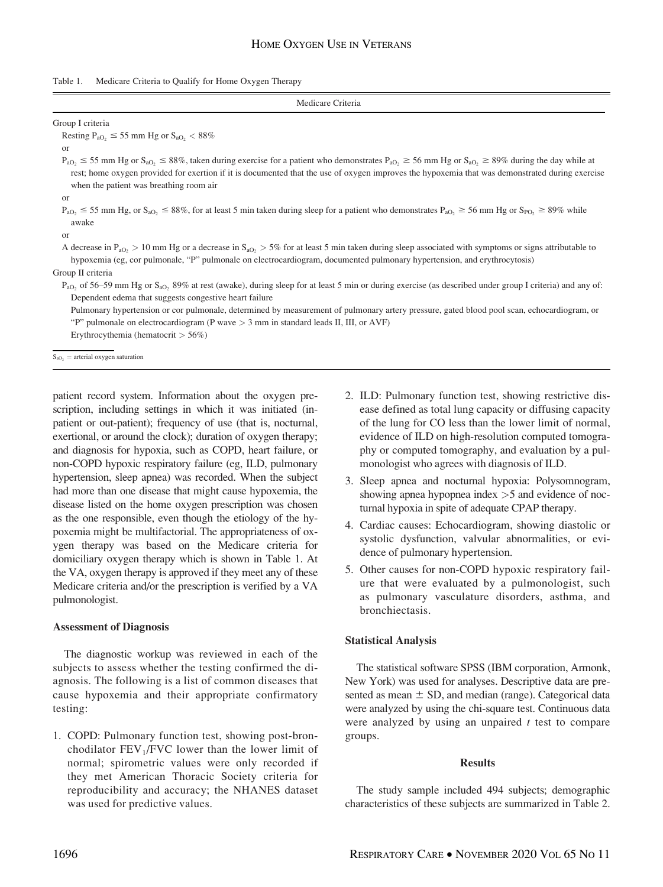Table 1. Medicare Criteria to Qualify for Home Oxygen Therapy

| Medicare Criteria |
|---|
| Group I criteria |
| Resting $P_{aO_2} \leq 55$ mm Hg or $S_{aO_2} < 88\%$ |
| or |
| $P_{aO_2} \leq 55$ mm Hg or $S_{aO_2} \leq 88\%$, taken during exercise for a patient who demonstrates $P_{aO_2} \geq 56$ mm Hg or $S_{aO_2} \geq 89\%$ during the day while at rest; home oxygen provided for exertion if it is documented that the use of oxygen improves the hypoxemia that was demonstrated during exercise when the patient was breathing room air |
| or |
| $P_{aO_2} \leq 55$ mm Hg, or $S_{aO_2} \leq 88\%$, for at least 5 min taken during sleep for a patient who demonstrates $P_{aO_2} \geq 56$ mm Hg or $S_{PO_2} \geq 89\%$ while awake |
| or |
| A decrease in $P_{aO_2} > 10$ mm Hg or a decrease in $S_{aO_2} > 5\%$ for at least 5 min taken during sleep associated with symptoms or signs attributable to hypoxemia (eg, cor pulmonale, "P" pulmonale on electrocardiogram, documented pulmonary hypertension, and erythrocytosis) |
| Group II criteria |
| $P_{aO_2}$ of 56–59 mm Hg or $S_{aO_2}$ 89% at rest (awake), during sleep for at least 5 min or during exercise (as described under group I criteria) and any of: |
| Dependent edema that suggests congestive heart failure |
| Pulmonary hypertension or cor pulmonale, determined by measurement of pulmonary artery pressure, gated blood pool scan, echocardiogram, or "P" pulmonale on electrocardiogram (P wave > 3 mm in standard leads II, III, or AVF) |
| Erythrocythemia (hematocrit > 56%) |

$S_{aO_2}$ = arterial oxygen saturation

patient record system. Information about the oxygen prescription, including settings in which it was initiated (inpatient or out-patient); frequency of use (that is, nocturnal, exertional, or around the clock); duration of oxygen therapy; and diagnosis for hypoxia, such as COPD, heart failure, or non-COPD hypoxic respiratory failure (eg, ILD, pulmonary hypertension, sleep apnea) was recorded. When the subject had more than one disease that might cause hypoxemia, the disease listed on the home oxygen prescription was chosen as the one responsible, even though the etiology of the hypoxemia might be multifactorial. The appropriateness of oxygen therapy was based on the Medicare criteria for domiciliary oxygen therapy which is shown in Table 1. At the VA, oxygen therapy is approved if they meet any of these Medicare criteria and/or the prescription is verified by a VA pulmonologist.

### Assessment of Diagnosis

The diagnostic workup was reviewed in each of the subjects to assess whether the testing confirmed the diagnosis. The following is a list of common diseases that cause hypoxemia and their appropriate confirmatory testing:

1. COPD: Pulmonary function test, showing post-bronchodilator $FEV_1/FVC$ lower than the lower limit of normal; spirometric values were only recorded if they met American Thoracic Society criteria for reproducibility and accuracy; the NHANES dataset was used for predictive values.
2. ILD: Pulmonary function test, showing restrictive disease defined as total lung capacity or diffusing capacity of the lung for CO less than the lower limit of normal, evidence of ILD on high-resolution computed tomography or computed tomography, and evaluation by a pulmonologist who agrees with diagnosis of ILD.
3. Sleep apnea and nocturnal hypoxia: Polysomnogram, showing apnea hypopnea index >5 and evidence of nocturnal hypoxia in spite of adequate CPAP therapy.
4. Cardiac causes: Echocardiogram, showing diastolic or systolic dysfunction, valvular abnormalities, or evidence of pulmonary hypertension.
5. Other causes for non-COPD hypoxic respiratory failure that were evaluated by a pulmonologist, such as pulmonary vasculature disorders, asthma, and bronchiectasis.

### Statistical Analysis

The statistical software SPSS (IBM corporation, Armonk, New York) was used for analyses. Descriptive data are presented as mean ± SD, and median (range). Categorical data were analyzed by using the chi-square test. Continuous data were analyzed by using an unpaired *t* test to compare groups.

## Results

The study sample included 494 subjects; demographic characteristics of these subjects are summarized in Table 2.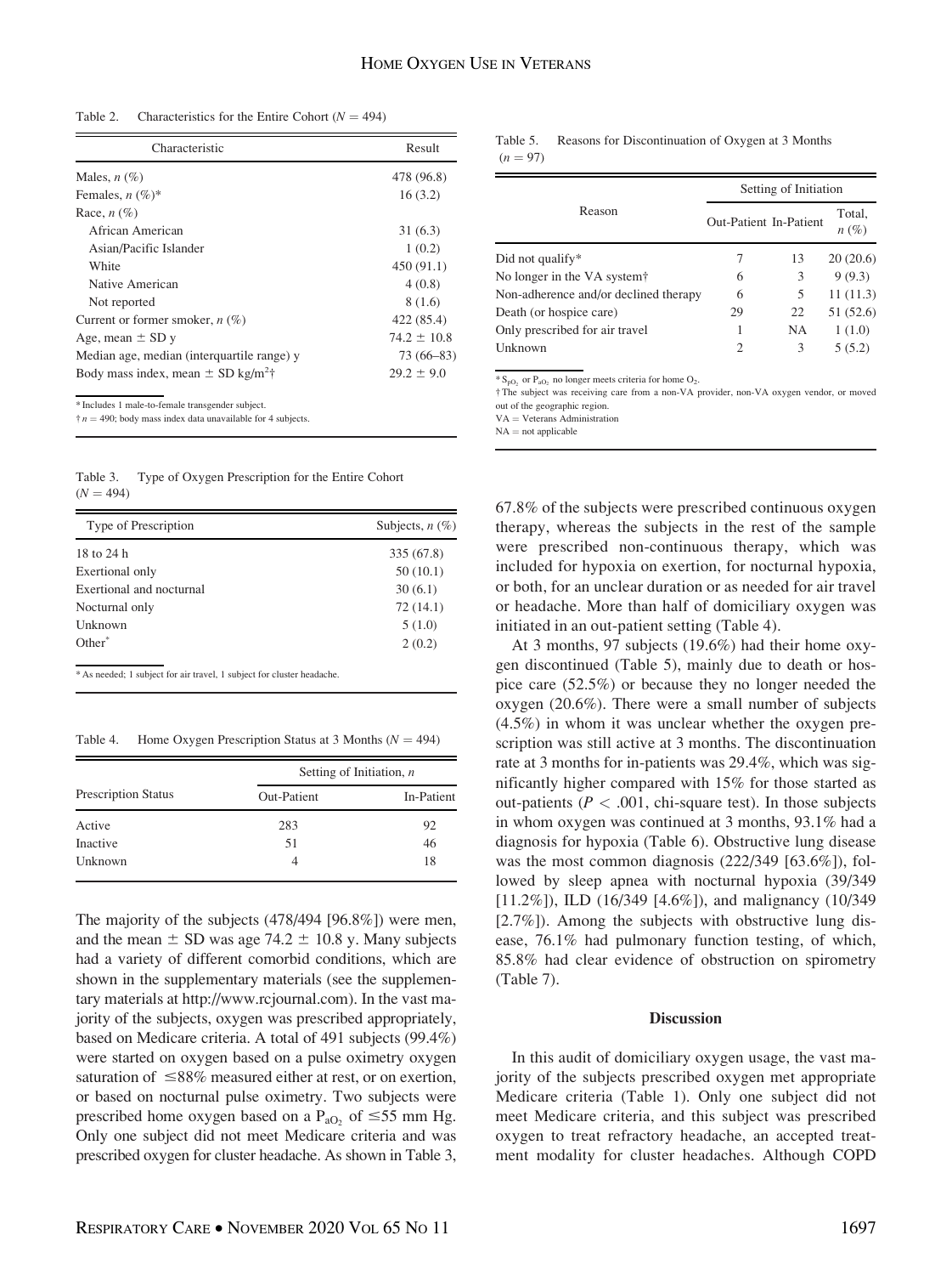Table 2. Characteristics for the Entire Cohort ($N = 494$)

| Characteristic | Result |
|---|---|
| Males, $n$ (%) | 478 (96.8) |
| Females, $n$ (%)* | 16 (3.2) |
| Race, $n$ (%) | |
| African American | 31 (6.3) |
| Asian/Pacific Islander | 1 (0.2) |
| White | 450 (91.1) |
| Native American | 4 (0.8) |
| Not reported | 8 (1.6) |
| Current or former smoker, $n$ (%) | 422 (85.4) |
| Age, mean ± SD y | 74.2 ± 10.8 |
| Median age, median (interquartile range) y | 73 (66–83) |
| Body mass index, mean ± SD kg/m$^2$† | 29.2 ± 9.0 |

* Includes 1 male-to-female transgender subject.
† $n = 490$; body mass index data unavailable for 4 subjects.

Table 3. Type of Oxygen Prescription for the Entire Cohort ($N = 494$)

| Type of Prescription | Subjects, $n$ (%) |
|---|---|
| 18 to 24 h | 335 (67.8) |
| Exertional only | 50 (10.1) |
| Exertional and nocturnal | 30 (6.1) |
| Nocturnal only | 72 (14.1) |
| Unknown | 5 (1.0) |
| Other* | 2 (0.2) |

* As needed; 1 subject for air travel, 1 subject for cluster headache.

Table 4. Home Oxygen Prescription Status at 3 Months ($N = 494$)

| Prescription Status | Setting of Initiation, $n$ | |
|---|---|---|
| | Out-Patient | In-Patient |
| Active | 283 | 92 |
| Inactive | 51 | 46 |
| Unknown | 4 | 18 |

The majority of the subjects (478/494 [96.8%]) were men, and the mean ± SD was age 74.2 ± 10.8 y. Many subjects had a variety of different comorbid conditions, which are shown in the supplementary materials (see the supplementary materials at http://www.rcjournal.com). In the vast majority of the subjects, oxygen was prescribed appropriately, based on Medicare criteria. A total of 491 subjects (99.4%) were started on oxygen based on a pulse oximetry oxygen saturation of ≤88% measured either at rest, or on exertion, or based on nocturnal pulse oximetry. Two subjects were prescribed home oxygen based on a $P_{aO_2}$ of ≤55 mm Hg. Only one subject did not meet Medicare criteria and was prescribed oxygen for cluster headache. As shown in Table 3, 67.8% of the subjects were prescribed continuous oxygen therapy, whereas the subjects in the rest of the sample were prescribed non-continuous therapy, which was included for hypoxia on exertion, for nocturnal hypoxia, or both, for an unclear duration or as needed for air travel or headache. More than half of domiciliary oxygen was initiated in an out-patient setting (Table 4).

Table 5. Reasons for Discontinuation of Oxygen at 3 Months ($n = 97$)

| Reason | Setting of Initiation | | |
|---|---|---|---|
| | Out-Patient | In-Patient | Total, $n$ (%) |
| Did not qualify* | 7 | 13 | 20 (20.6) |
| No longer in the VA system† | 6 | 3 | 9 (9.3) |
| Non-adherence and/or declined therapy | 6 | 5 | 11 (11.3) |
| Death (or hospice care) | 29 | 22 | 51 (52.6) |
| Only prescribed for air travel | 1 | NA | 1 (1.0) |
| Unknown | 2 | 3 | 5 (5.2) |

* $S_{pO_2}$ or $P_{aO_2}$ no longer meets criteria for home $O_2$.
† The subject was receiving care from a non-VA provider, non-VA oxygen vendor, or moved out of the geographic region.
VA = Veterans Administration
NA = not applicable

At 3 months, 97 subjects (19.6%) had their home oxygen discontinued (Table 5), mainly due to death or hospice care (52.5%) or because they no longer needed the oxygen (20.6%). There were a small number of subjects (4.5%) in whom it was unclear whether the oxygen prescription was still active at 3 months. The discontinuation rate at 3 months for in-patients was 29.4%, which was significantly higher compared with 15% for those started as out-patients ($P < .001$, chi-square test). In those subjects in whom oxygen was continued at 3 months, 93.1% had a diagnosis for hypoxia (Table 6). Obstructive lung disease was the most common diagnosis (222/349 [63.6%]), followed by sleep apnea with nocturnal hypoxia (39/349 [11.2%]), ILD (16/349 [4.6%]), and malignancy (10/349 [2.7%]). Among the subjects with obstructive lung disease, 76.1% had pulmonary function testing, of which, 85.8% had clear evidence of obstruction on spirometry (Table 7).

## Discussion

In this audit of domiciliary oxygen usage, the vast majority of the subjects prescribed oxygen met appropriate Medicare criteria (Table 1). Only one subject did not meet Medicare criteria, and this subject was prescribed oxygen to treat refractory headache, an accepted treatment modality for cluster headaches. Although COPD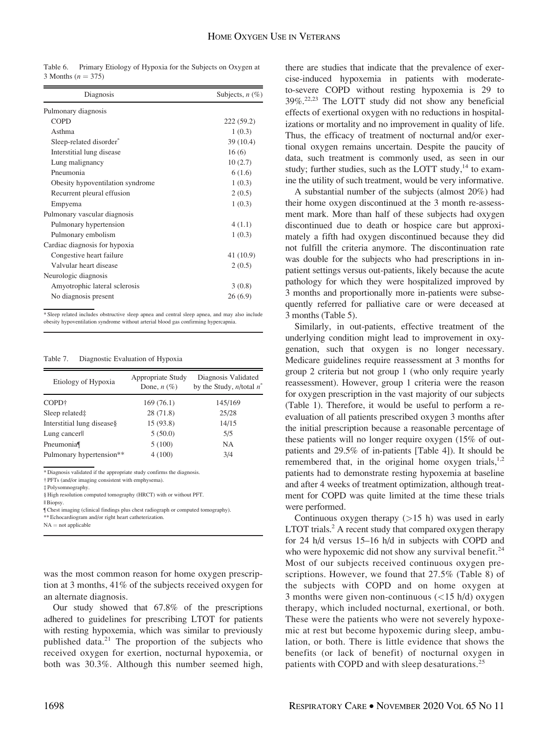Table 6. Primary Etiology of Hypoxia for the Subjects on Oxygen at 3 Months ($n = 375$)

| Diagnosis | Subjects, *n* (%) |
|---|---|
| Pulmonary diagnosis | |
| COPD | 222 (59.2) |
| Asthma | 1 (0.3) |
| Sleep-related disorder* | 39 (10.4) |
| Interstitial lung disease | 16 (6) |
| Lung malignancy | 10 (2.7) |
| Pneumonia | 6 (1.6) |
| Obesity hypoventilation syndrome | 1 (0.3) |
| Recurrent pleural effusion | 2 (0.5) |
| Empyema | 1 (0.3) |
| Pulmonary vascular diagnosis | |
| Pulmonary hypertension | 4 (1.1) |
| Pulmonary embolism | 1 (0.3) |
| Cardiac diagnosis for hypoxia | |
| Congestive heart failure | 41 (10.9) |
| Valvular heart disease | 2 (0.5) |
| Neurologic diagnosis | |
| Amyotrophic lateral sclerosis | 3 (0.8) |
| No diagnosis present | 26 (6.9) |

* Sleep related includes obstructive sleep apnea and central sleep apnea, and may also include obesity hypoventilation syndrome without arterial blood gas confirming hypercapnia.

Table 7. Diagnostic Evaluation of Hypoxia

| Etiology of Hypoxia | Appropriate Study Done, *n* (%) | Diagnosis Validated by the Study, *n*/total *n** |
|---|---|---|
| COPD† | 169 (76.1) | 145/169 |
| Sleep related‡ | 28 (71.8) | 25/28 |
| Interstitial lung disease§ | 15 (93.8) | 14/15 |
| Lung cancer‖ | 5 (50.0) | 5/5 |
| Pneumonia¶ | 5 (100) | NA |
| Pulmonary hypertension** | 4 (100) | 3/4 |

* Diagnosis validated if the appropriate study confirms the diagnosis.
† PFTs (and/or imaging consistent with emphysema).
‡ Polysomnography.
§ High resolution computed tomography (HRCT) with or without PFT.
‖ Biopsy.
¶ Chest imaging (clinical findings plus chest radiograph or computed tomography).
** Echocardiogram and/or right heart catheterization.
NA = not applicable

was the most common reason for home oxygen prescription at 3 months, 41% of the subjects received oxygen for an alternate diagnosis.

Our study showed that 67.8% of the prescriptions adhered to guidelines for prescribing LTOT for patients with resting hypoxemia, which was similar to previously published data.[21] The proportion of the subjects who received oxygen for exertion, nocturnal hypoxemia, or both was 30.3%. Although this number seemed high, there are studies that indicate that the prevalence of exercise-induced hypoxemia in patients with moderate-to-severe COPD without resting hypoxemia is 29 to 39%.[22,23] The LOTT study did not show any beneficial effects of exertional oxygen with no reductions in hospitalizations or mortality and no improvement in quality of life. Thus, the efficacy of treatment of nocturnal and/or exertional oxygen remains uncertain. Despite the paucity of data, such treatment is commonly used, as seen in our study; further studies, such as the LOTT study,[14] to examine the utility of such treatment, would be very informative.

A substantial number of the subjects (almost 20%) had their home oxygen discontinued at the 3 month re-assessment mark. More than half of these subjects had oxygen discontinued due to death or hospice care but approximately a fifth had oxygen discontinued because they did not fulfill the criteria anymore. The discontinuation rate was double for the subjects who had prescriptions in in-patient settings versus out-patients, likely because the acute pathology for which they were hospitalized improved by 3 months and proportionally more in-patients were subsequently referred for palliative care or were deceased at 3 months (Table 5).

Similarly, in out-patients, effective treatment of the underlying condition might lead to improvement in oxygenation, such that oxygen is no longer necessary. Medicare guidelines require reassessment at 3 months for group 2 criteria but not group 1 (who only require yearly reassessment). However, group 1 criteria were the reason for oxygen prescription in the vast majority of our subjects (Table 1). Therefore, it would be useful to perform a re-evaluation of all patients prescribed oxygen 3 months after the initial prescription because a reasonable percentage of these patients will no longer require oxygen (15% of out-patients and 29.5% of in-patients [Table 4]). It should be remembered that, in the original home oxygen trials,[1,2] patients had to demonstrate resting hypoxemia at baseline and after 4 weeks of treatment optimization, although treatment for COPD was quite limited at the time these trials were performed.

Continuous oxygen therapy (>15 h) was used in early LTOT trials.[2] A recent study that compared oxygen therapy for 24 h/d versus 15–16 h/d in subjects with COPD and who were hypoxemic did not show any survival benefit.[24] Most of our subjects received continuous oxygen prescriptions. However, we found that 27.5% (Table 8) of the subjects with COPD and on home oxygen at 3 months were given non-continuous (<15 h/d) oxygen therapy, which included nocturnal, exertional, or both. These were the patients who were not severely hypoxemic at rest but become hypoxemic during sleep, ambulation, or both. There is little evidence that shows the benefits (or lack of benefit) of nocturnal oxygen in patients with COPD and with sleep desaturations.[25]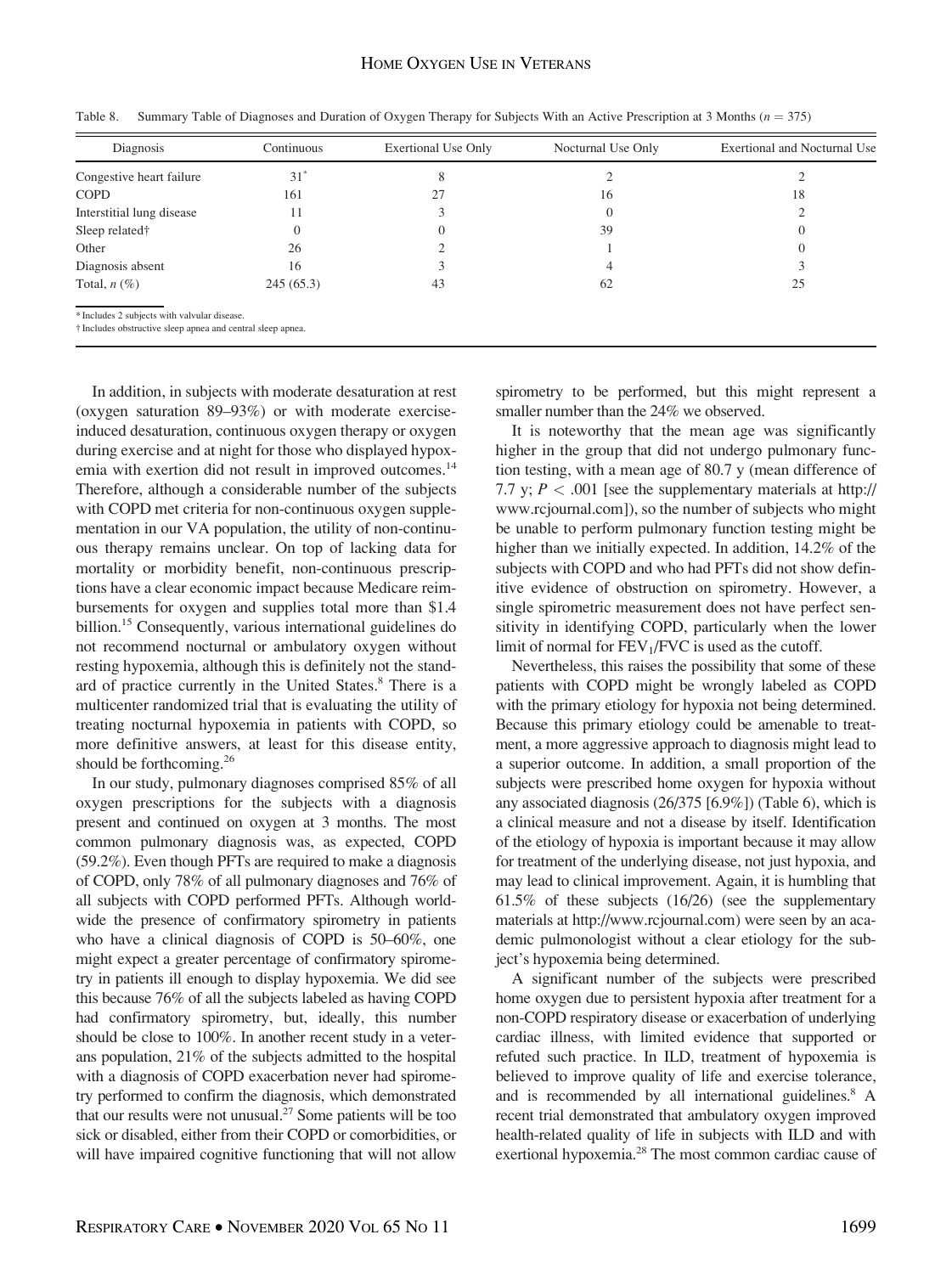Table 8. Summary Table of Diagnoses and Duration of Oxygen Therapy for Subjects With an Active Prescription at 3 Months ($n = 375$)

| Diagnosis | Continuous | Exertional Use Only | Nocturnal Use Only | Exertional and Nocturnal Use |
|---|---|---|---|---|
| Congestive heart failure | 31* | 8 | 2 | 2 |
| COPD | 161 | 27 | 16 | 18 |
| Interstitial lung disease | 11 | 3 | 0 | 2 |
| Sleep related† | 0 | 0 | 39 | 0 |
| Other | 26 | 2 | 1 | 0 |
| Diagnosis absent | 16 | 3 | 4 | 3 |
| Total, *n* (%) | 245 (65.3) | 43 | 62 | 25 |

\* Includes 2 subjects with valvular disease.
† Includes obstructive sleep apnea and central sleep apnea.

In addition, in subjects with moderate desaturation at rest (oxygen saturation 89–93%) or with moderate exercise-induced desaturation, continuous oxygen therapy or oxygen during exercise and at night for those who displayed hypoxemia with exertion did not result in improved outcomes.[14] Therefore, although a considerable number of the subjects with COPD met criteria for non-continuous oxygen supplementation in our VA population, the utility of non-continuous therapy remains unclear. On top of lacking data for mortality or morbidity benefit, non-continuous prescriptions have a clear economic impact because Medicare reimbursements for oxygen and supplies total more than $1.4 billion.[15] Consequently, various international guidelines do not recommend nocturnal or ambulatory oxygen without resting hypoxemia, although this is definitely not the standard of practice currently in the United States.[8] There is a multicenter randomized trial that is evaluating the utility of treating nocturnal hypoxemia in patients with COPD, so more definitive answers, at least for this disease entity, should be forthcoming.[26]

In our study, pulmonary diagnoses comprised 85% of all oxygen prescriptions for the subjects with a diagnosis present and continued on oxygen at 3 months. The most common pulmonary diagnosis was, as expected, COPD (59.2%). Even though PFTs are required to make a diagnosis of COPD, only 78% of all pulmonary diagnoses and 76% of all subjects with COPD performed PFTs. Although worldwide the presence of confirmatory spirometry in patients who have a clinical diagnosis of COPD is 50–60%, one might expect a greater percentage of confirmatory spirometry in patients ill enough to display hypoxemia. We did see this because 76% of all the subjects labeled as having COPD had confirmatory spirometry, but, ideally, this number should be close to 100%. In another recent study in a veterans population, 21% of the subjects admitted to the hospital with a diagnosis of COPD exacerbation never had spirometry performed to confirm the diagnosis, which demonstrated that our results were not unusual.[27] Some patients will be too sick or disabled, either from their COPD or comorbidities, or will have impaired cognitive functioning that will not allow spirometry to be performed, but this might represent a smaller number than the 24% we observed.

It is noteworthy that the mean age was significantly higher in the group that did not undergo pulmonary function testing, with a mean age of 80.7 y (mean difference of 7.7 y; $P < .001$ [see the supplementary materials at http://www.rcjournal.com]), so the number of subjects who might be unable to perform pulmonary function testing might be higher than we initially expected. In addition, 14.2% of the subjects with COPD and who had PFTs did not show definitive evidence of obstruction on spirometry. However, a single spirometric measurement does not have perfect sensitivity in identifying COPD, particularly when the lower limit of normal for $FEV_1/FVC$ is used as the cutoff.

Nevertheless, this raises the possibility that some of these patients with COPD might be wrongly labeled as COPD with the primary etiology for hypoxia not being determined. Because this primary etiology could be amenable to treatment, a more aggressive approach to diagnosis might lead to a superior outcome. In addition, a small proportion of the subjects were prescribed home oxygen for hypoxia without any associated diagnosis (26/375 [6.9%]) (Table 6), which is a clinical measure and not a disease by itself. Identification of the etiology of hypoxia is important because it may allow for treatment of the underlying disease, not just hypoxia, and may lead to clinical improvement. Again, it is humbling that 61.5% of these subjects (16/26) (see the supplementary materials at http://www.rcjournal.com) were seen by an academic pulmonologist without a clear etiology for the subject's hypoxemia being determined.

A significant number of the subjects were prescribed home oxygen due to persistent hypoxia after treatment for a non-COPD respiratory disease or exacerbation of underlying cardiac illness, with limited evidence that supported or refuted such practice. In ILD, treatment of hypoxemia is believed to improve quality of life and exercise tolerance, and is recommended by all international guidelines.[8] A recent trial demonstrated that ambulatory oxygen improved health-related quality of life in subjects with ILD and with exertional hypoxemia.[28] The most common cardiac cause of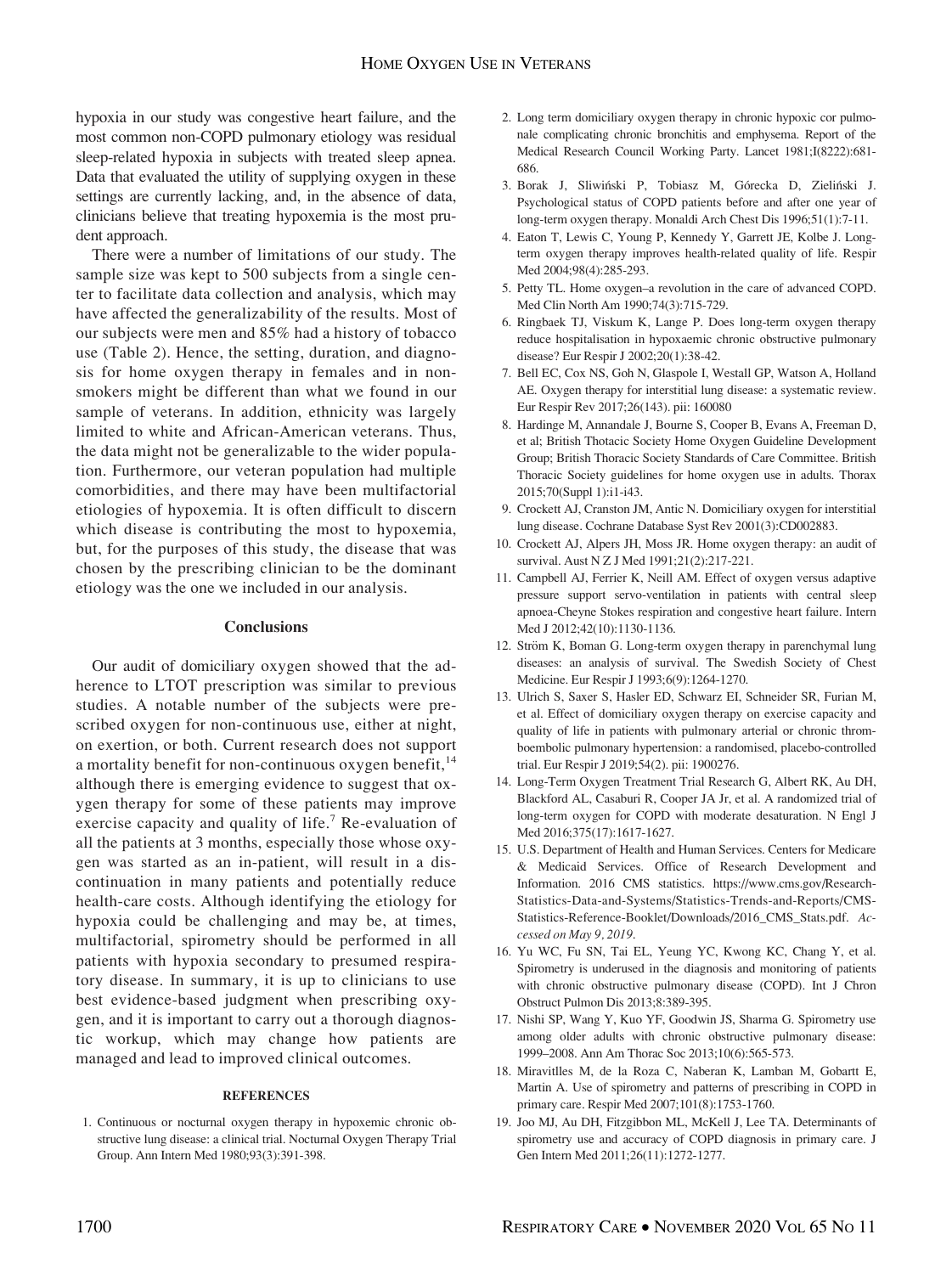hypoxia in our study was congestive heart failure, and the most common non-COPD pulmonary etiology was residual sleep-related hypoxia in subjects with treated sleep apnea. Data that evaluated the utility of supplying oxygen in these settings are currently lacking, and, in the absence of data, clinicians believe that treating hypoxemia is the most prudent approach.

There were a number of limitations of our study. The sample size was kept to 500 subjects from a single center to facilitate data collection and analysis, which may have affected the generalizability of the results. Most of our subjects were men and 85% had a history of tobacco use (Table 2). Hence, the setting, duration, and diagnosis for home oxygen therapy in females and in nonsmokers might be different than what we found in our sample of veterans. In addition, ethnicity was largely limited to white and African-American veterans. Thus, the data might not be generalizable to the wider population. Furthermore, our veteran population had multiple comorbidities, and there may have been multifactorial etiologies of hypoxemia. It is often difficult to discern which disease is contributing the most to hypoxemia, but, for the purposes of this study, the disease that was chosen by the prescribing clinician to be the dominant etiology was the one we included in our analysis.

## Conclusions

Our audit of domiciliary oxygen showed that the adherence to LTOT prescription was similar to previous studies. A notable number of the subjects were prescribed oxygen for non-continuous use, either at night, on exertion, or both. Current research does not support a mortality benefit for non-continuous oxygen benefit,[14] although there is emerging evidence to suggest that oxygen therapy for some of these patients may improve exercise capacity and quality of life.[7] Re-evaluation of all the patients at 3 months, especially those whose oxygen was started as an in-patient, will result in a discontinuation in many patients and potentially reduce health-care costs. Although identifying the etiology for hypoxia could be challenging and may be, at times, multifactorial, spirometry should be performed in all patients with hypoxia secondary to presumed respiratory disease. In summary, it is up to clinicians to use best evidence-based judgment when prescribing oxygen, and it is important to carry out a thorough diagnostic workup, which may change how patients are managed and lead to improved clinical outcomes.

### REFERENCES

1. Continuous or nocturnal oxygen therapy in hypoxemic chronic obstructive lung disease: a clinical trial. Nocturnal Oxygen Therapy Trial Group. Ann Intern Med 1980;93(3):391-398.
2. Long term domiciliary oxygen therapy in chronic hypoxic cor pulmonale complicating chronic bronchitis and emphysema. Report of the Medical Research Council Working Party. Lancet 1981;I(8222):681-686.
3. Borak J, Sliwiński P, Tobiasz M, Górecka D, Zieliński J. Psychological status of COPD patients before and after one year of long-term oxygen therapy. Monaldi Arch Chest Dis 1996;51(1):7-11.
4. Eaton T, Lewis C, Young P, Kennedy Y, Garrett JE, Kolbe J. Long-term oxygen therapy improves health-related quality of life. Respir Med 2004;98(4):285-293.
5. Petty TL. Home oxygen–a revolution in the care of advanced COPD. Med Clin North Am 1990;74(3):715-729.
6. Ringbaek TJ, Viskum K, Lange P. Does long-term oxygen therapy reduce hospitalisation in hypoxaemic chronic obstructive pulmonary disease? Eur Respir J 2002;20(1):38-42.
7. Bell EC, Cox NS, Goh N, Glaspole I, Westall GP, Watson A, Holland AE. Oxygen therapy for interstitial lung disease: a systematic review. Eur Respir Rev 2017;26(143). pii: 160080
8. Hardinge M, Annandale J, Bourne S, Cooper B, Evans A, Freeman D, et al; British Thotacic Society Home Oxygen Guideline Development Group; British Thoracic Society Standards of Care Committee. British Thoracic Society guidelines for home oxygen use in adults. Thorax 2015;70(Suppl 1):i1-i43.
9. Crockett AJ, Cranston JM, Antic N. Domiciliary oxygen for interstitial lung disease. Cochrane Database Syst Rev 2001(3):CD002883.
10. Crockett AJ, Alpers JH, Moss JR. Home oxygen therapy: an audit of survival. Aust N Z J Med 1991;21(2):217-221.
11. Campbell AJ, Ferrier K, Neill AM. Effect of oxygen versus adaptive pressure support servo-ventilation in patients with central sleep apnoea-Cheyne Stokes respiration and congestive heart failure. Intern Med J 2012;42(10):1130-1136.
12. Ström K, Boman G. Long-term oxygen therapy in parenchymal lung diseases: an analysis of survival. The Swedish Society of Chest Medicine. Eur Respir J 1993;6(9):1264-1270.
13. Ulrich S, Saxer S, Hasler ED, Schwarz EI, Schneider SR, Furian M, et al. Effect of domiciliary oxygen therapy on exercise capacity and quality of life in patients with pulmonary arterial or chronic thromboembolic pulmonary hypertension: a randomised, placebo-controlled trial. Eur Respir J 2019;54(2). pii: 1900276.
14. Long-Term Oxygen Treatment Trial Research G, Albert RK, Au DH, Blackford AL, Casaburi R, Cooper JA Jr, et al. A randomized trial of long-term oxygen for COPD with moderate desaturation. N Engl J Med 2016;375(17):1617-1627.
15. U.S. Department of Health and Human Services. Centers for Medicare & Medicaid Services. Office of Research Development and Information. 2016 CMS statistics. https://www.cms.gov/Research-Statistics-Data-and-Systems/Statistics-Trends-and-Reports/CMS-Statistics-Reference-Booklet/Downloads/2016_CMS_Stats.pdf. *Accessed on May 9, 2019*.
16. Yu WC, Fu SN, Tai EL, Yeung YC, Kwong KC, Chang Y, et al. Spirometry is underused in the diagnosis and monitoring of patients with chronic obstructive pulmonary disease (COPD). Int J Chron Obstruct Pulmon Dis 2013;8:389-395.
17. Nishi SP, Wang Y, Kuo YF, Goodwin JS, Sharma G. Spirometry use among older adults with chronic obstructive pulmonary disease: 1999–2008. Ann Am Thorac Soc 2013;10(6):565-573.
18. Miravitlles M, de la Roza C, Naberan K, Lamban M, Gobartt E, Martin A. Use of spirometry and patterns of prescribing in COPD in primary care. Respir Med 2007;101(8):1753-1760.
19. Joo MJ, Au DH, Fitzgibbon ML, McKell J, Lee TA. Determinants of spirometry use and accuracy of COPD diagnosis in primary care. J Gen Intern Med 2011;26(11):1272-1277.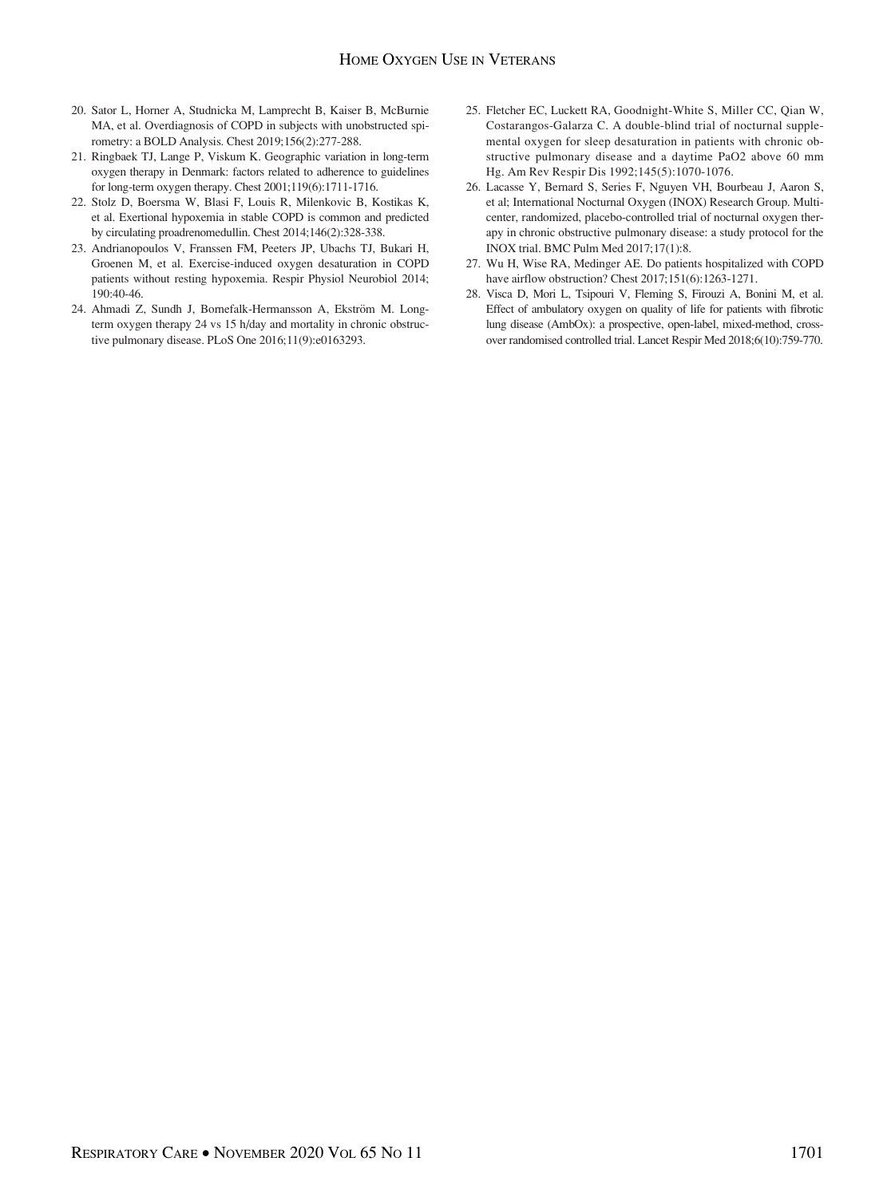20. Sator L, Horner A, Studnicka M, Lamprecht B, Kaiser B, McBurnie MA, et al. Overdiagnosis of COPD in subjects with unobstructed spirometry: a BOLD Analysis. Chest 2019;156(2):277-288.
21. Ringbaek TJ, Lange P, Viskum K. Geographic variation in long-term oxygen therapy in Denmark: factors related to adherence to guidelines for long-term oxygen therapy. Chest 2001;119(6):1711-1716.
22. Stolz D, Boersma W, Blasi F, Louis R, Milenkovic B, Kostikas K, et al. Exertional hypoxemia in stable COPD is common and predicted by circulating proadrenomedullin. Chest 2014;146(2):328-338.
23. Andrianopoulos V, Franssen FM, Peeters JP, Ubachs TJ, Bukari H, Groenen M, et al. Exercise-induced oxygen desaturation in COPD patients without resting hypoxemia. Respir Physiol Neurobiol 2014; 190:40-46.
24. Ahmadi Z, Sundh J, Bornefalk-Hermansson A, Ekström M. Long-term oxygen therapy 24 vs 15 h/day and mortality in chronic obstructive pulmonary disease. PLoS One 2016;11(9):e0163293.
25. Fletcher EC, Luckett RA, Goodnight-White S, Miller CC, Qian W, Costarangos-Galarza C. A double-blind trial of nocturnal supplemental oxygen for sleep desaturation in patients with chronic obstructive pulmonary disease and a daytime PaO2 above 60 mm Hg. Am Rev Respir Dis 1992;145(5):1070-1076.
26. Lacasse Y, Bernard S, Series F, Nguyen VH, Bourbeau J, Aaron S, et al; International Nocturnal Oxygen (INOX) Research Group. Multicenter, randomized, placebo-controlled trial of nocturnal oxygen therapy in chronic obstructive pulmonary disease: a study protocol for the INOX trial. BMC Pulm Med 2017;17(1):8.
27. Wu H, Wise RA, Medinger AE. Do patients hospitalized with COPD have airflow obstruction? Chest 2017;151(6):1263-1271.
28. Visca D, Mori L, Tsipouri V, Fleming S, Firouzi A, Bonini M, et al. Effect of ambulatory oxygen on quality of life for patients with fibrotic lung disease (AmbOx): a prospective, open-label, mixed-method, crossover randomised controlled trial. Lancet Respir Med 2018;6(10):759-770.